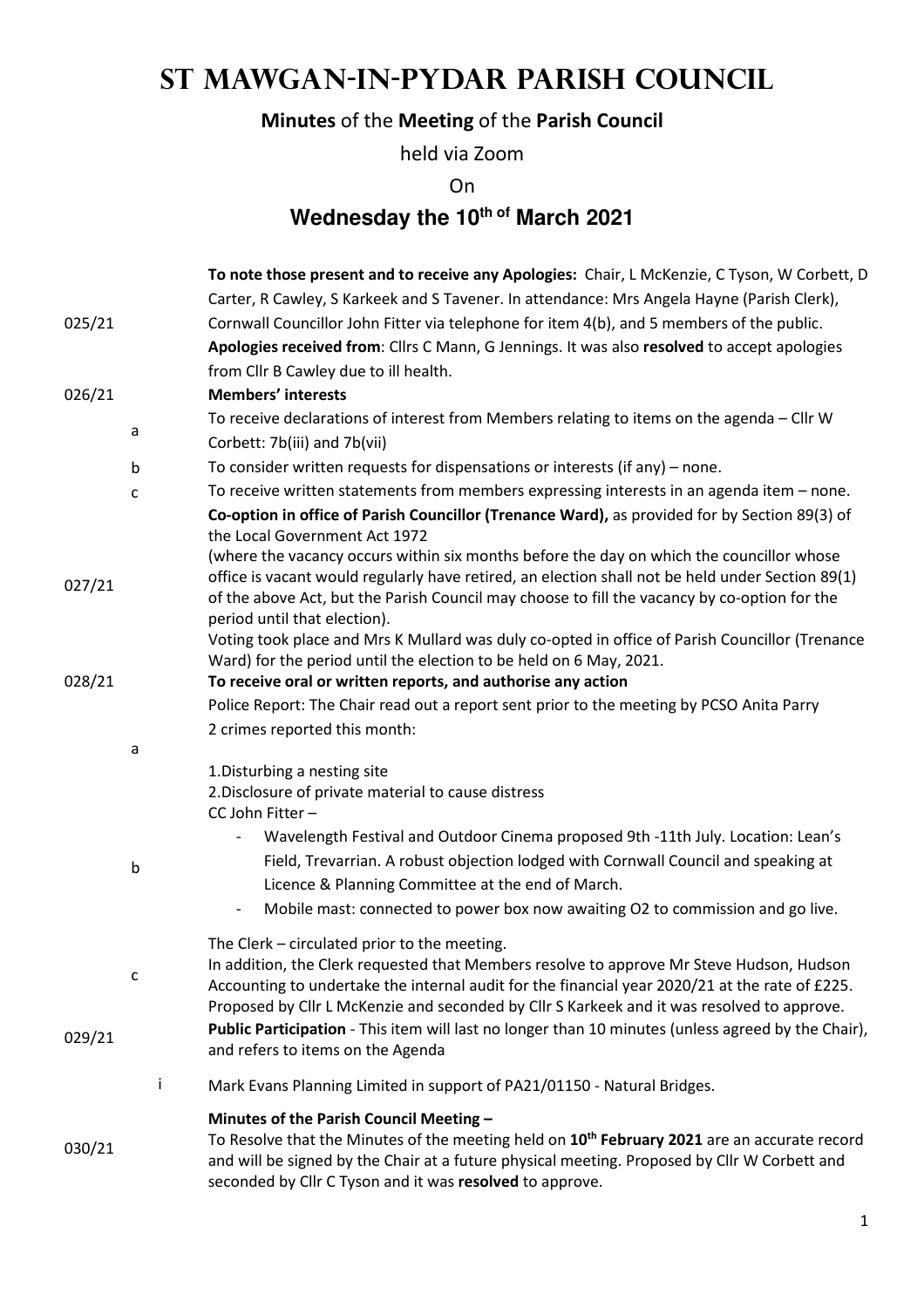# St Mawgan-in-Pydar Parish Council

**Minutes** of the **Meeting** of the **Parish Council**

held via Zoom

On

## Wednesday the 10th of March 2021

**025/21** — **To note those present and to receive any Apologies:** Chair, L McKenzie, C Tyson, W Corbett, D Carter, R Cawley, S Karkeek and S Tavener. In attendance: Mrs Angela Hayne (Parish Clerk), Cornwall Councillor John Fitter via telephone for item 4(b), and 5 members of the public. **Apologies received from**: Cllrs C Mann, G Jennings. It was also **resolved** to accept apologies from Cllr B Cawley due to ill health.

**026/21** — **Members' interests**

- a. To receive declarations of interest from Members relating to items on the agenda – Cllr W Corbett: 7b(iii) and 7b(vii)
- b. To consider written requests for dispensations or interests (if any) – none.
- c. To receive written statements from members expressing interests in an agenda item – none.

**027/21** — **Co-option in office of Parish Councillor (Trenance Ward),** as provided for by Section 89(3) of the Local Government Act 1972 (where the vacancy occurs within six months before the day on which the councillor whose office is vacant would regularly have retired, an election shall not be held under Section 89(1) of the above Act, but the Parish Council may choose to fill the vacancy by co-option for the period until that election).
Voting took place and Mrs K Mullard was duly co-opted in office of Parish Councillor (Trenance Ward) for the period until the election to be held on 6 May, 2021.

**028/21** — **To receive oral or written reports, and authorise any action**

- a. Police Report: The Chair read out a report sent prior to the meeting by PCSO Anita Parry
  2 crimes reported this month:
  1. Disturbing a nesting site
  2. Disclosure of private material to cause distress
- b. CC John Fitter –
  - Wavelength Festival and Outdoor Cinema proposed 9th -11th July. Location: Lean's Field, Trevarrian. A robust objection lodged with Cornwall Council and speaking at Licence & Planning Committee at the end of March.
  - Mobile mast: connected to power box now awaiting O2 to commission and go live.
- c. The Clerk – circulated prior to the meeting.
  In addition, the Clerk requested that Members resolve to approve Mr Steve Hudson, Hudson Accounting to undertake the internal audit for the financial year 2020/21 at the rate of £225. Proposed by Cllr L McKenzie and seconded by Cllr S Karkeek and it was resolved to approve.

**029/21** — **Public Participation** - This item will last no longer than 10 minutes (unless agreed by the Chair), and refers to items on the Agenda

- i. Mark Evans Planning Limited in support of PA21/01150 - Natural Bridges.

**030/21** — **Minutes of the Parish Council Meeting –**
To Resolve that the Minutes of the meeting held on **10th February 2021** are an accurate record and will be signed by the Chair at a future physical meeting. Proposed by Cllr W Corbett and seconded by Cllr C Tyson and it was **resolved** to approve.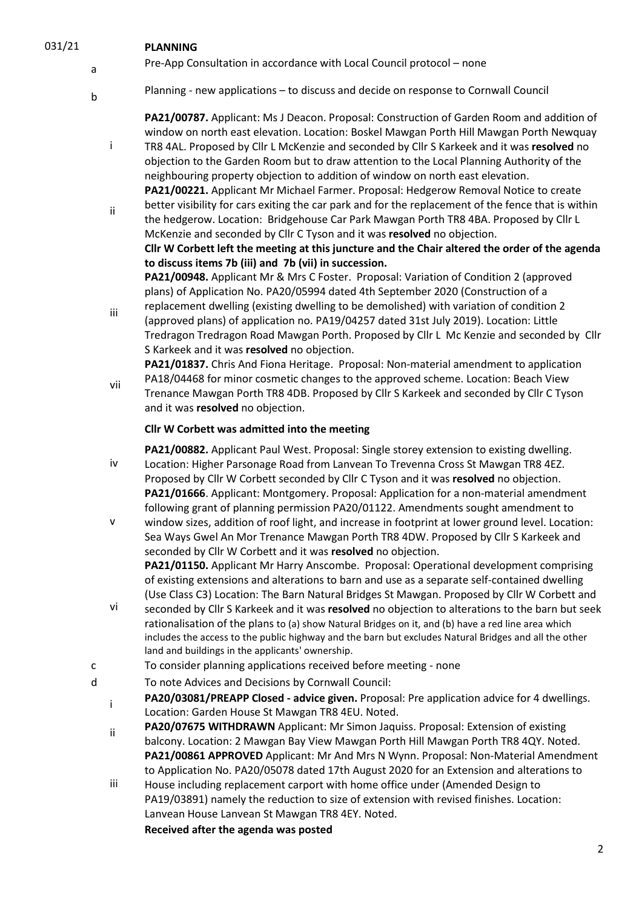031/21 **PLANNING**

a. Pre-App Consultation in accordance with Local Council protocol – none

b. Planning - new applications – to discuss and decide on response to Cornwall Council

i. **PA21/00787.** Applicant: Ms J Deacon. Proposal: Construction of Garden Room and addition of window on north east elevation. Location: Boskel Mawgan Porth Hill Mawgan Porth Newquay TR8 4AL. Proposed by Cllr L McKenzie and seconded by Cllr S Karkeek and it was **resolved** no objection to the Garden Room but to draw attention to the Local Planning Authority of the neighbouring property objection to addition of window on north east elevation.

ii. **PA21/00221.** Applicant Mr Michael Farmer. Proposal: Hedgerow Removal Notice to create better visibility for cars exiting the car park and for the replacement of the fence that is within the hedgerow. Location: Bridgehouse Car Park Mawgan Porth TR8 4BA. Proposed by Cllr L McKenzie and seconded by Cllr C Tyson and it was **resolved** no objection.

**Cllr W Corbett left the meeting at this juncture and the Chair altered the order of the agenda to discuss items 7b (iii) and 7b (vii) in succession.**

iii. **PA21/00948.** Applicant Mr & Mrs C Foster. Proposal: Variation of Condition 2 (approved plans) of Application No. PA20/05994 dated 4th September 2020 (Construction of a replacement dwelling (existing dwelling to be demolished) with variation of condition 2 (approved plans) of application no. PA19/04257 dated 31st July 2019). Location: Little Tredragon Tredragon Road Mawgan Porth. Proposed by Cllr L Mc Kenzie and seconded by Cllr S Karkeek and it was **resolved** no objection.

vii. **PA21/01837.** Chris And Fiona Heritage. Proposal: Non-material amendment to application PA18/04468 for minor cosmetic changes to the approved scheme. Location: Beach View Trenance Mawgan Porth TR8 4DB. Proposed by Cllr S Karkeek and seconded by Cllr C Tyson and it was **resolved** no objection.

**Cllr W Corbett was admitted into the meeting**

iv. **PA21/00882.** Applicant Paul West. Proposal: Single storey extension to existing dwelling. Location: Higher Parsonage Road from Lanvean To Trevenna Cross St Mawgan TR8 4EZ. Proposed by Cllr W Corbett seconded by Cllr C Tyson and it was **resolved** no objection.

v. **PA21/01666**. Applicant: Montgomery. Proposal: Application for a non-material amendment following grant of planning permission PA20/01122. Amendments sought amendment to window sizes, addition of roof light, and increase in footprint at lower ground level. Location: Sea Ways Gwel An Mor Trenance Mawgan Porth TR8 4DW. Proposed by Cllr S Karkeek and seconded by Cllr W Corbett and it was **resolved** no objection.

vi. **PA21/01150.** Applicant Mr Harry Anscombe. Proposal: Operational development comprising of existing extensions and alterations to barn and use as a separate self-contained dwelling (Use Class C3) Location: The Barn Natural Bridges St Mawgan. Proposed by Cllr W Corbett and seconded by Cllr S Karkeek and it was **resolved** no objection to alterations to the barn but seek rationalisation of the plans to (a) show Natural Bridges on it, and (b) have a red line area which includes the access to the public highway and the barn but excludes Natural Bridges and all the other land and buildings in the applicants' ownership.

c. To consider planning applications received before meeting - none

d. To note Advices and Decisions by Cornwall Council:

i. **PA20/03081/PREAPP Closed - advice given.** Proposal: Pre application advice for 4 dwellings. Location: Garden House St Mawgan TR8 4EU. Noted.

ii. **PA20/07675 WITHDRAWN** Applicant: Mr Simon Jaquiss. Proposal: Extension of existing balcony. Location: 2 Mawgan Bay View Mawgan Porth Hill Mawgan Porth TR8 4QY. Noted.

iii. **PA21/00861 APPROVED** Applicant: Mr And Mrs N Wynn. Proposal: Non-Material Amendment to Application No. PA20/05078 dated 17th August 2020 for an Extension and alterations to House including replacement carport with home office under (Amended Design to PA19/03891) namely the reduction to size of extension with revised finishes. Location: Lanvean House Lanvean St Mawgan TR8 4EY. Noted.

**Received after the agenda was posted**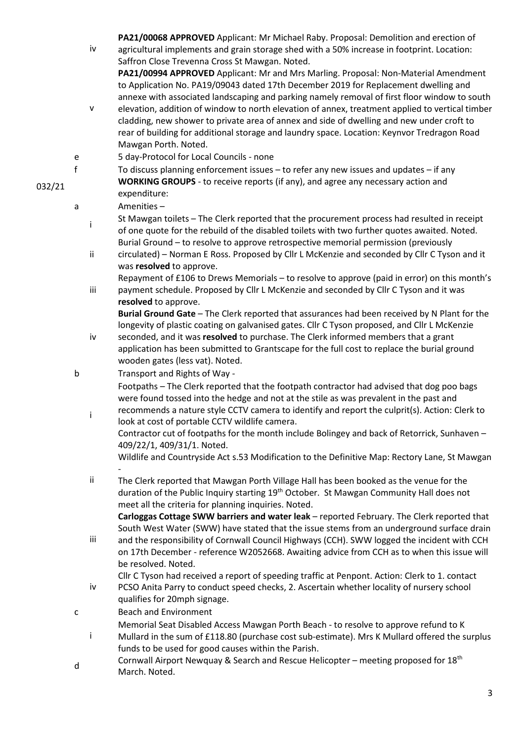iv **PA21/00068 APPROVED** Applicant: Mr Michael Raby. Proposal: Demolition and erection of agricultural implements and grain storage shed with a 50% increase in footprint. Location: Saffron Close Trevenna Cross St Mawgan. Noted.

v **PA21/00994 APPROVED** Applicant: Mr and Mrs Marling. Proposal: Non-Material Amendment to Application No. PA19/09043 dated 17th December 2019 for Replacement dwelling and annexe with associated landscaping and parking namely removal of first floor window to south elevation, addition of window to north elevation of annex, treatment applied to vertical timber cladding, new shower to private area of annex and side of dwelling and new under croft to rear of building for additional storage and laundry space. Location: Keynvor Tredragon Road Mawgan Porth. Noted.

e 5 day-Protocol for Local Councils - none

f To discuss planning enforcement issues – to refer any new issues and updates – if any

032/21 **WORKING GROUPS** - to receive reports (if any), and agree any necessary action and expenditure:

a Amenities –

i St Mawgan toilets – The Clerk reported that the procurement process had resulted in receipt of one quote for the rebuild of the disabled toilets with two further quotes awaited. Noted.

ii Burial Ground – to resolve to approve retrospective memorial permission (previously circulated) – Norman E Ross. Proposed by Cllr L McKenzie and seconded by Cllr C Tyson and it was **resolved** to approve.

iii Repayment of £106 to Drews Memorials – to resolve to approve (paid in error) on this month's payment schedule. Proposed by Cllr L McKenzie and seconded by Cllr C Tyson and it was **resolved** to approve.

iv **Burial Ground Gate** – The Clerk reported that assurances had been received by N Plant for the longevity of plastic coating on galvanised gates. Cllr C Tyson proposed, and Cllr L McKenzie seconded, and it was **resolved** to purchase. The Clerk informed members that a grant application has been submitted to Grantscape for the full cost to replace the burial ground wooden gates (less vat). Noted.

b Transport and Rights of Way -

i Footpaths – The Clerk reported that the footpath contractor had advised that dog poo bags were found tossed into the hedge and not at the stile as was prevalent in the past and recommends a nature style CCTV camera to identify and report the culprit(s). Action: Clerk to look at cost of portable CCTV wildlife camera.
Contractor cut of footpaths for the month include Bolingey and back of Retorrick, Sunhaven – 409/22/1, 409/31/1. Noted.

ii Wildlife and Countryside Act s.53 Modification to the Definitive Map: Rectory Lane, St Mawgan -
The Clerk reported that Mawgan Porth Village Hall has been booked as the venue for the duration of the Public Inquiry starting 19th October. St Mawgan Community Hall does not meet all the criteria for planning inquiries. Noted.

iii **Carloggas Cottage SWW barriers and water leak** – reported February. The Clerk reported that South West Water (SWW) have stated that the issue stems from an underground surface drain and the responsibility of Cornwall Council Highways (CCH). SWW logged the incident with CCH on 17th December - reference W2052668. Awaiting advice from CCH as to when this issue will be resolved. Noted.

iv Cllr C Tyson had received a report of speeding traffic at Penpont. Action: Clerk to 1. contact PCSO Anita Parry to conduct speed checks, 2. Ascertain whether locality of nursery school qualifies for 20mph signage.

c Beach and Environment

i Memorial Seat Disabled Access Mawgan Porth Beach - to resolve to approve refund to K Mullard in the sum of £118.80 (purchase cost sub-estimate). Mrs K Mullard offered the surplus funds to be used for good causes within the Parish.

d Cornwall Airport Newquay & Search and Rescue Helicopter – meeting proposed for 18th March. Noted.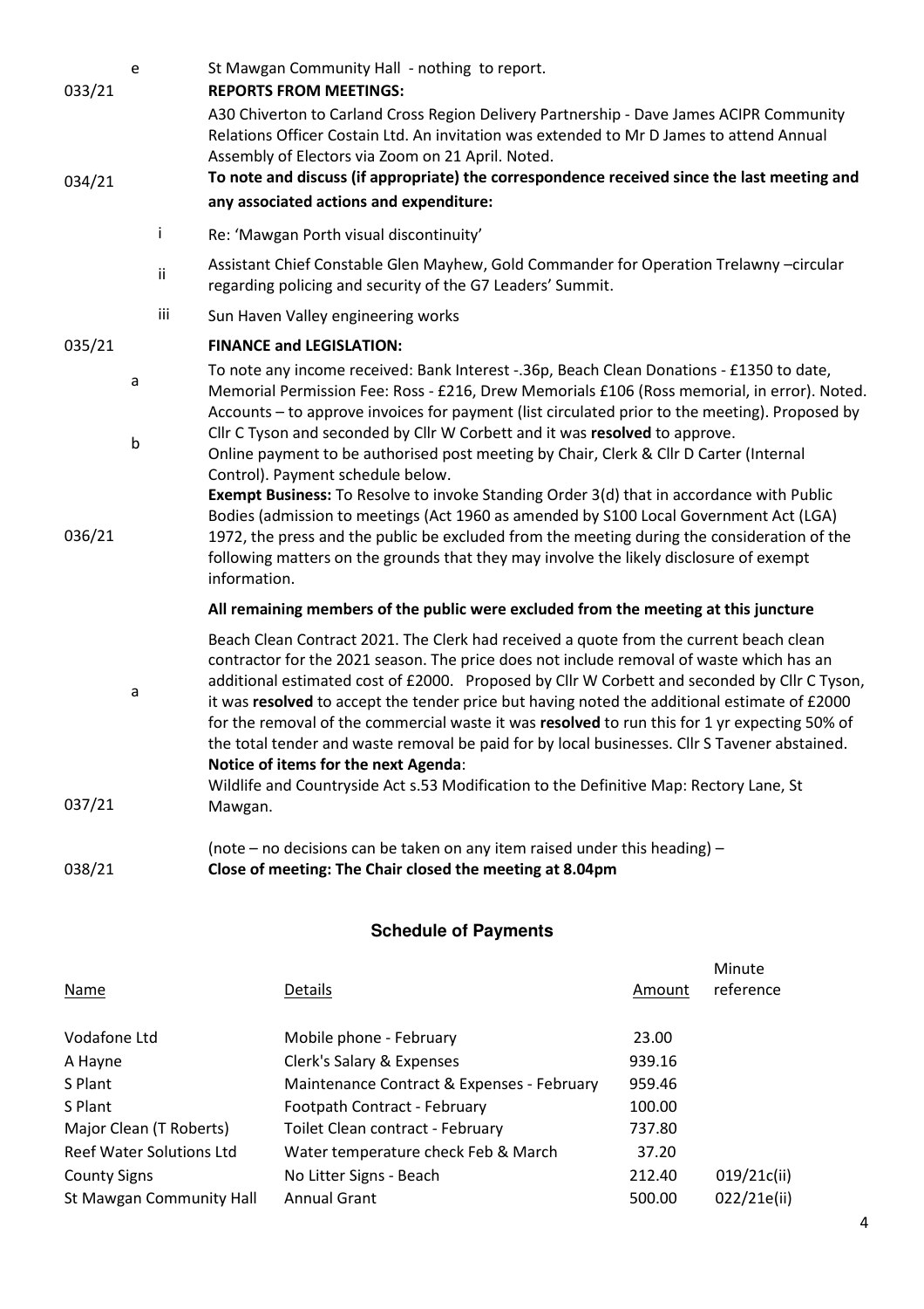e St Mawgan Community Hall - nothing to report.

033/21 **REPORTS FROM MEETINGS:**

A30 Chiverton to Carland Cross Region Delivery Partnership - Dave James ACIPR Community Relations Officer Costain Ltd. An invitation was extended to Mr D James to attend Annual Assembly of Electors via Zoom on 21 April. Noted.

034/21 **To note and discuss (if appropriate) the correspondence received since the last meeting and any associated actions and expenditure:**

i Re: 'Mawgan Porth visual discontinuity'

ii Assistant Chief Constable Glen Mayhew, Gold Commander for Operation Trelawny –circular regarding policing and security of the G7 Leaders' Summit.

iii Sun Haven Valley engineering works

035/21 **FINANCE and LEGISLATION:**

a To note any income received: Bank Interest -.36p, Beach Clean Donations - £1350 to date, Memorial Permission Fee: Ross - £216, Drew Memorials £106 (Ross memorial, in error). Noted.

b Accounts – to approve invoices for payment (list circulated prior to the meeting). Proposed by Cllr C Tyson and seconded by Cllr W Corbett and it was **resolved** to approve. Online payment to be authorised post meeting by Chair, Clerk & Cllr D Carter (Internal Control). Payment schedule below.

036/21 **Exempt Business:** To Resolve to invoke Standing Order 3(d) that in accordance with Public Bodies (admission to meetings (Act 1960 as amended by S100 Local Government Act (LGA) 1972, the press and the public be excluded from the meeting during the consideration of the following matters on the grounds that they may involve the likely disclosure of exempt information.

**All remaining members of the public were excluded from the meeting at this juncture**

a Beach Clean Contract 2021. The Clerk had received a quote from the current beach clean contractor for the 2021 season. The price does not include removal of waste which has an additional estimated cost of £2000. Proposed by Cllr W Corbett and seconded by Cllr C Tyson, it was **resolved** to accept the tender price but having noted the additional estimate of £2000 for the removal of the commercial waste it was **resolved** to run this for 1 yr expecting 50% of the total tender and waste removal be paid for by local businesses. Cllr S Tavener abstained.

037/21 **Notice of items for the next Agenda**:
Wildlife and Countryside Act s.53 Modification to the Definitive Map: Rectory Lane, St Mawgan.

(note – no decisions can be taken on any item raised under this heading) –

038/21 **Close of meeting: The Chair closed the meeting at 8.04pm**

## Schedule of Payments

| Name | Details | Amount | Minute reference |
|---|---|---|---|
| Vodafone Ltd | Mobile phone - February | 23.00 | |
| A Hayne | Clerk's Salary & Expenses | 939.16 | |
| S Plant | Maintenance Contract & Expenses - February | 959.46 | |
| S Plant | Footpath Contract - February | 100.00 | |
| Major Clean (T Roberts) | Toilet Clean contract - February | 737.80 | |
| Reef Water Solutions Ltd | Water temperature check Feb & March | 37.20 | |
| County Signs | No Litter Signs - Beach | 212.40 | 019/21c(ii) |
| St Mawgan Community Hall | Annual Grant | 500.00 | 022/21e(ii) |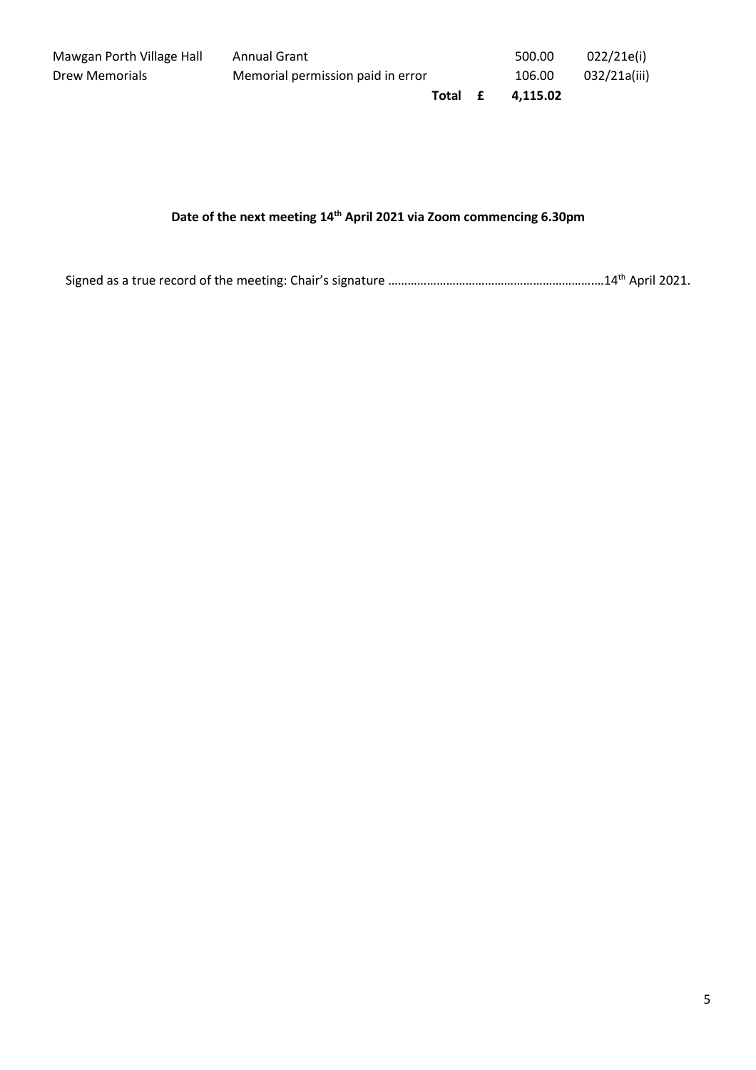| | | | | |
|---|---|---|---|---|
| Mawgan Porth Village Hall | Annual Grant | | 500.00 | 022/21e(i) |
| Drew Memorials | Memorial permission paid in error | | 106.00 | 032/21a(iii) |
| | | **Total £** | **4,115.02** | |

**Date of the next meeting 14th April 2021 via Zoom commencing 6.30pm**

Signed as a true record of the meeting: Chair's signature ……………………………………………………….14th April 2021.